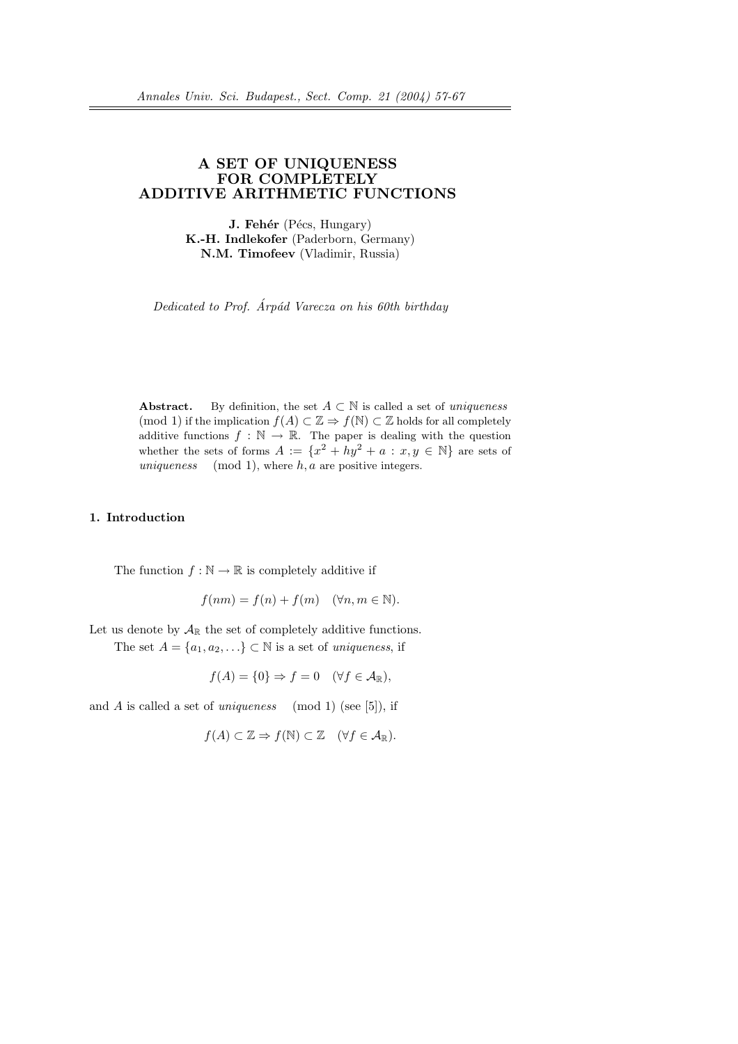# A SET OF UNIQUENESS FOR COMPLETELY ADDITIVE ARITHMETIC FUNCTIONS

**J. Fehér** (Pécs, Hungary)
**K.-H. Indlekofer** (Paderborn, Germany)
**N.M. Timofeev** (Vladimir, Russia)

*Dedicated to Prof. Árpád Varecza on his 60th birthday*

**Abstract.** By definition, the set $A \subset \mathbb{N}$ is called a set of *uniqueness* $\pmod 1$ if the implication $f(A) \subset \mathbb{Z} \Rightarrow f(\mathbb{N}) \subset \mathbb{Z}$ holds for all completely additive functions $f : \mathbb{N} \to \mathbb{R}$. The paper is dealing with the question whether the sets of forms $A := \{x^2 + hy^2 + a : x, y \in \mathbb{N}\}$ are sets of *uniqueness* $\pmod 1$, where $h, a$ are positive integers.

## 1. Introduction

The function $f : \mathbb{N} \to \mathbb{R}$ is completely additive if

$$f(nm) = f(n) + f(m) \quad (\forall n, m \in \mathbb{N}).$$

Let us denote by $\mathcal{A}_{\mathbb{R}}$ the set of completely additive functions.

The set $A = \{a_1, a_2, \ldots\} \subset \mathbb{N}$ is a set of *uniqueness*, if

$$f(A) = \{0\} \Rightarrow f = 0 \quad (\forall f \in \mathcal{A}_{\mathbb{R}}),$$

and $A$ is called a set of *uniqueness* $\pmod 1$ (see [5]), if

$$f(A) \subset \mathbb{Z} \Rightarrow f(\mathbb{N}) \subset \mathbb{Z} \quad (\forall f \in \mathcal{A}_{\mathbb{R}}).$$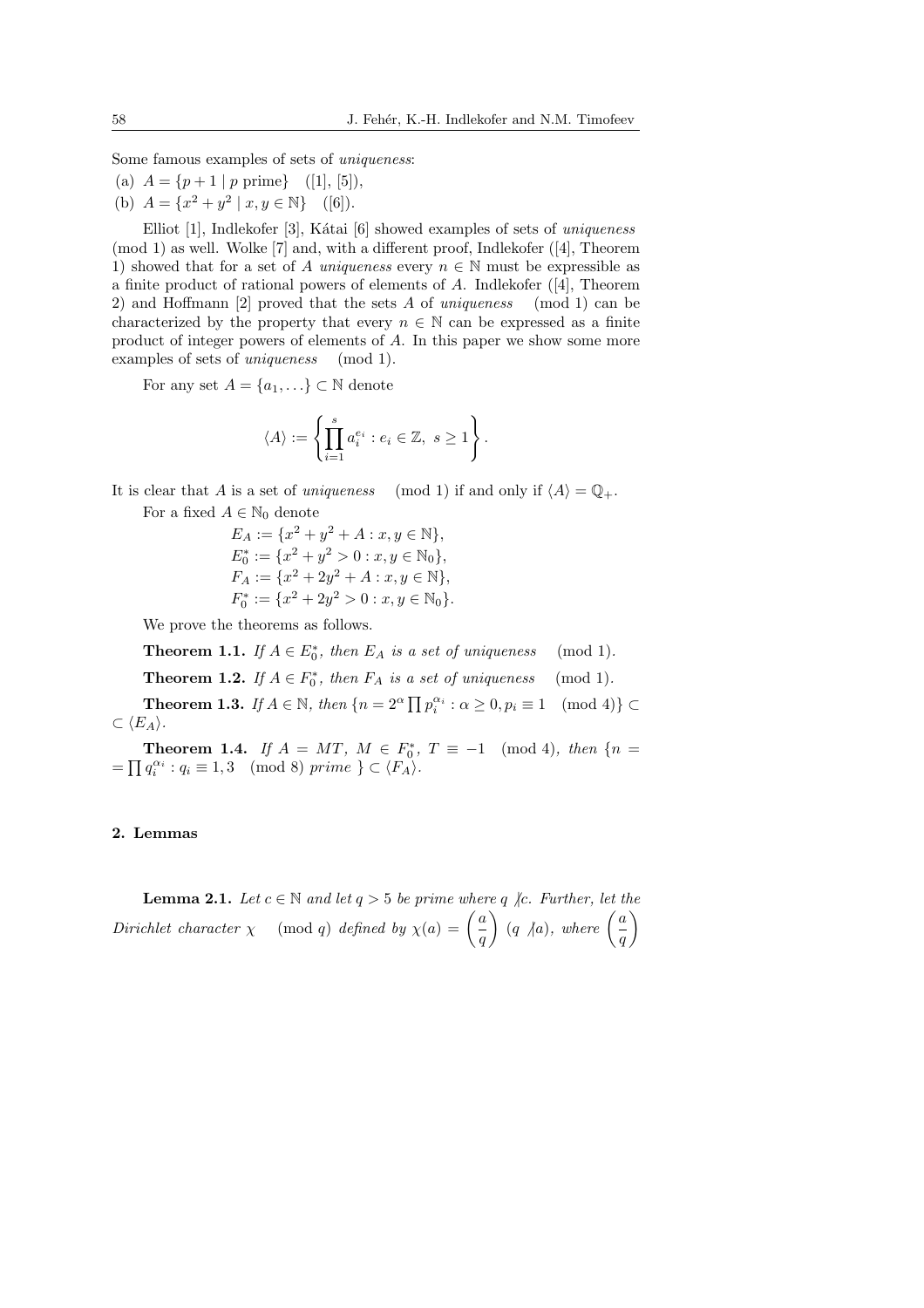Some famous examples of sets of *uniqueness*:

(a) $A = \{p+1 \mid p \text{ prime}\}$ ([1], [5]),

(b) $A = \{x^2 + y^2 \mid x, y \in \mathbb{N}\}$ ([6]).

Elliot [1], Indlekofer [3], Kátai [6] showed examples of sets of *uniqueness* (mod 1) as well. Wolke [7] and, with a different proof, Indlekofer ([4], Theorem 1) showed that for a set of $A$ *uniqueness* every $n \in \mathbb{N}$ must be expressible as a finite product of rational powers of elements of $A$. Indlekofer ([4], Theorem 2) and Hoffmann [2] proved that the sets $A$ of *uniqueness* (mod 1) can be characterized by the property that every $n \in \mathbb{N}$ can be expressed as a finite product of integer powers of elements of $A$. In this paper we show some more examples of sets of *uniqueness* (mod 1).

For any set $A = \{a_1, \ldots\} \subset \mathbb{N}$ denote

$$\langle A \rangle := \left\{ \prod_{i=1}^{s} a_i^{e_i} : e_i \in \mathbb{Z},\ s \geq 1 \right\}.$$

It is clear that $A$ is a set of *uniqueness* (mod 1) if and only if $\langle A \rangle = \mathbb{Q}_+$.

For a fixed $A \in \mathbb{N}_0$ denote

$$E_A := \{x^2 + y^2 + A : x, y \in \mathbb{N}\},$$
$$E_0^* := \{x^2 + y^2 > 0 : x, y \in \mathbb{N}_0\},$$
$$F_A := \{x^2 + 2y^2 + A : x, y \in \mathbb{N}\},$$
$$F_0^* := \{x^2 + 2y^2 > 0 : x, y \in \mathbb{N}_0\}.$$

We prove the theorems as follows.

**Theorem 1.1.** *If $A \in E_0^*$, then $E_A$ is a set of uniqueness* (mod 1).

**Theorem 1.2.** *If $A \in F_0^*$, then $F_A$ is a set of uniqueness* (mod 1).

**Theorem 1.3.** *If $A \in \mathbb{N}$, then $\{n = 2^\alpha \prod p_i^{\alpha_i} : \alpha \geq 0, p_i \equiv 1 \pmod 4\} \subset \langle E_A \rangle$.*

**Theorem 1.4.** *If $A = MT$, $M \in F_0^*$, $T \equiv -1 \pmod 4$, then $\{n = \prod q_i^{\alpha_i} : q_i \equiv 1, 3 \pmod 8 \text{ prime}\} \subset \langle F_A \rangle$.*

## 2. Lemmas

**Lemma 2.1.** *Let $c \in \mathbb{N}$ and let $q > 5$ be prime where $q \nmid c$. Further, let the Dirichlet character $\chi \pmod q$ defined by $\chi(a) = \left(\frac{a}{q}\right)$ $(q \nmid a)$, where $\left(\frac{a}{q}\right)$*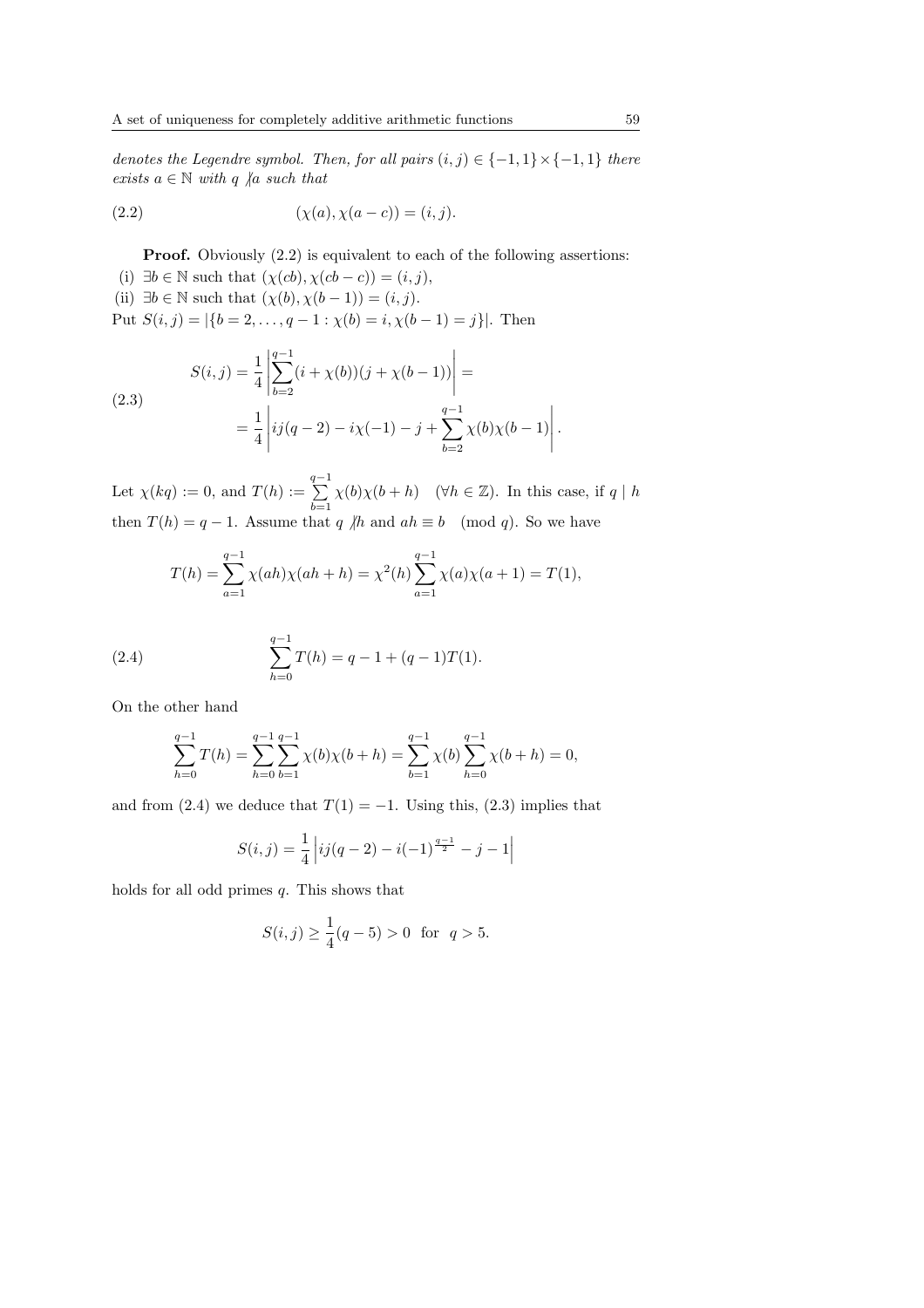*denotes the Legendre symbol. Then, for all pairs $(i,j) \in \{-1,1\} \times \{-1,1\}$ there exists $a \in \mathbb{N}$ with $q \nmid a$ such that*

$$(\chi(a), \chi(a-c)) = (i,j). \tag{2.2}$$

**Proof.** Obviously (2.2) is equivalent to each of the following assertions:

(i) $\exists b \in \mathbb{N}$ such that $(\chi(cb), \chi(cb-c)) = (i,j)$,

(ii) $\exists b \in \mathbb{N}$ such that $(\chi(b), \chi(b-1)) = (i,j)$.

Put $S(i,j) = |\{b = 2, \ldots, q-1 : \chi(b) = i, \chi(b-1) = j\}|$. Then

$$\begin{aligned} S(i,j) &= \frac{1}{4}\left|\sum_{b=2}^{q-1}(i+\chi(b))(j+\chi(b-1))\right| = \\ &= \frac{1}{4}\left|ij(q-2) - i\chi(-1) - j + \sum_{b=2}^{q-1}\chi(b)\chi(b-1)\right|. \end{aligned} \tag{2.3}$$

Let $\chi(kq) := 0$, and $T(h) := \sum_{b=1}^{q-1} \chi(b)\chi(b+h) \quad (\forall h \in \mathbb{Z})$. In this case, if $q \mid h$ then $T(h) = q-1$. Assume that $q \nmid h$ and $ah \equiv b \pmod{q}$. So we have

$$T(h) = \sum_{a=1}^{q-1} \chi(ah)\chi(ah+h) = \chi^2(h)\sum_{a=1}^{q-1}\chi(a)\chi(a+1) = T(1),$$

$$\sum_{h=0}^{q-1} T(h) = q-1+(q-1)T(1). \tag{2.4}$$

On the other hand

$$\sum_{h=0}^{q-1} T(h) = \sum_{h=0}^{q-1}\sum_{b=1}^{q-1}\chi(b)\chi(b+h) = \sum_{b=1}^{q-1}\chi(b)\sum_{h=0}^{q-1}\chi(b+h) = 0,$$

and from (2.4) we deduce that $T(1) = -1$. Using this, (2.3) implies that

$$S(i,j) = \frac{1}{4}\left|ij(q-2) - i(-1)^{\frac{q-1}{2}} - j - 1\right|$$

holds for all odd primes $q$. This shows that

$$S(i,j) \geq \frac{1}{4}(q-5) > 0 \quad \text{for} \quad q > 5.$$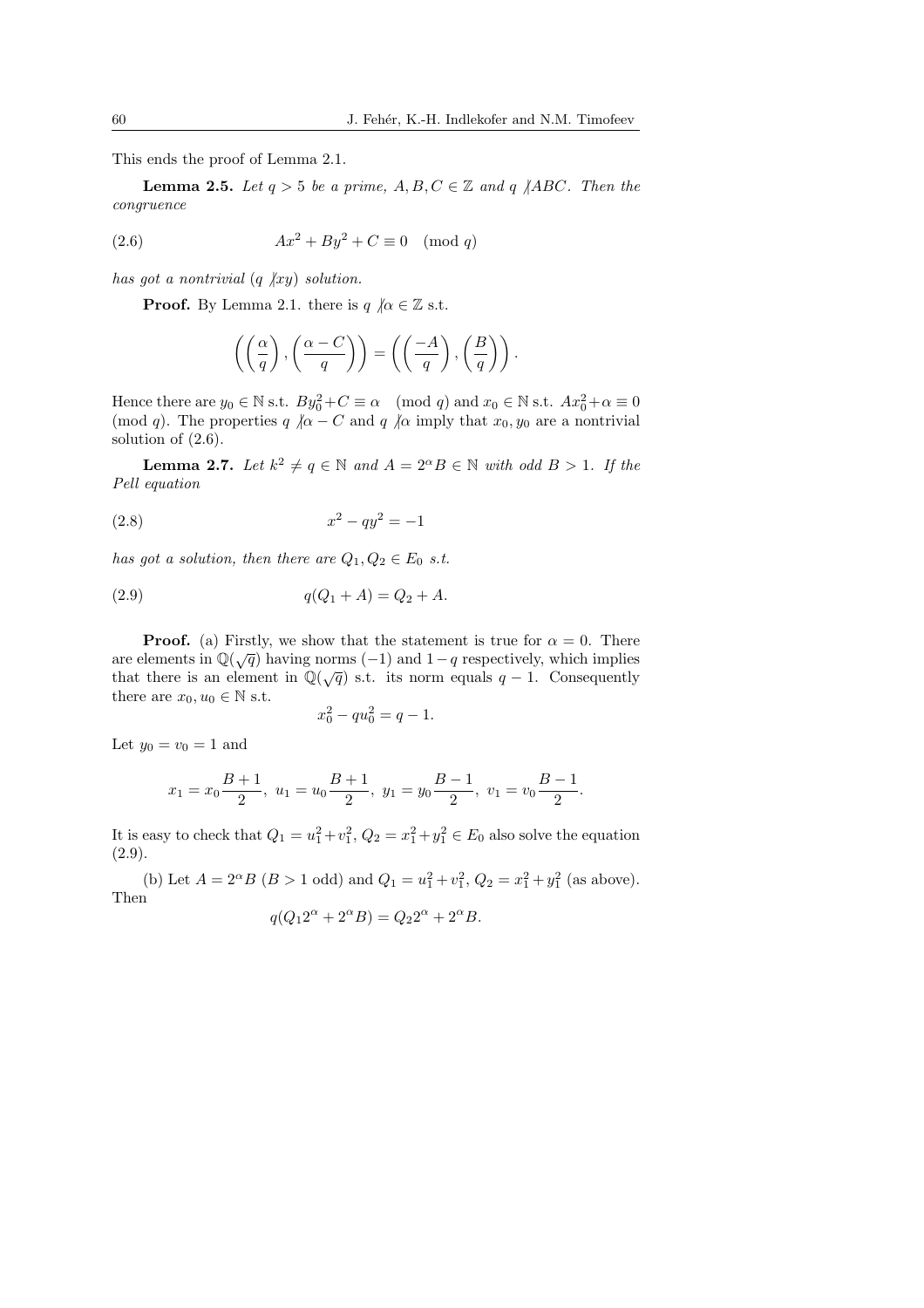This ends the proof of Lemma 2.1.

**Lemma 2.5.** *Let $q > 5$ be a prime, $A, B, C \in \mathbb{Z}$ and $q \not| ABC$. Then the congruence*

$$Ax^2 + By^2 + C \equiv 0 \pmod{q} \tag{2.6}$$

*has got a nontrivial ($q \not| xy$) solution.*

**Proof.** By Lemma 2.1. there is $q \not| \alpha \in \mathbb{Z}$ s.t.

$$\left( \left( \frac{\alpha}{q} \right), \left( \frac{\alpha - C}{q} \right) \right) = \left( \left( \frac{-A}{q} \right), \left( \frac{B}{q} \right) \right).$$

Hence there are $y_0 \in \mathbb{N}$ s.t. $By_0^2 + C \equiv \alpha \pmod{q}$ and $x_0 \in \mathbb{N}$ s.t. $Ax_0^2 + \alpha \equiv 0 \pmod{q}$. The properties $q \not| \alpha - C$ and $q \not| \alpha$ imply that $x_0, y_0$ are a nontrivial solution of (2.6).

**Lemma 2.7.** *Let $k^2 \neq q \in \mathbb{N}$ and $A = 2^\alpha B \in \mathbb{N}$ with odd $B > 1$. If the Pell equation*

$$x^2 - qy^2 = -1 \tag{2.8}$$

*has got a solution, then there are $Q_1, Q_2 \in E_0$ s.t.*

$$q(Q_1 + A) = Q_2 + A. \tag{2.9}$$

**Proof.** (a) Firstly, we show that the statement is true for $\alpha = 0$. There are elements in $\mathbb{Q}(\sqrt{q})$ having norms $(-1)$ and $1 - q$ respectively, which implies that there is an element in $\mathbb{Q}(\sqrt{q})$ s.t. its norm equals $q - 1$. Consequently there are $x_0, u_0 \in \mathbb{N}$ s.t.

$$x_0^2 - qu_0^2 = q - 1.$$

Let $y_0 = v_0 = 1$ and

$$x_1 = x_0 \frac{B+1}{2},\ u_1 = u_0 \frac{B+1}{2},\ y_1 = y_0 \frac{B-1}{2},\ v_1 = v_0 \frac{B-1}{2}.$$

It is easy to check that $Q_1 = u_1^2 + v_1^2$, $Q_2 = x_1^2 + y_1^2 \in E_0$ also solve the equation (2.9).

(b) Let $A = 2^\alpha B$ ($B > 1$ odd) and $Q_1 = u_1^2 + v_1^2$, $Q_2 = x_1^2 + y_1^2$ (as above). Then

$$q(Q_1 2^\alpha + 2^\alpha B) = Q_2 2^\alpha + 2^\alpha B.$$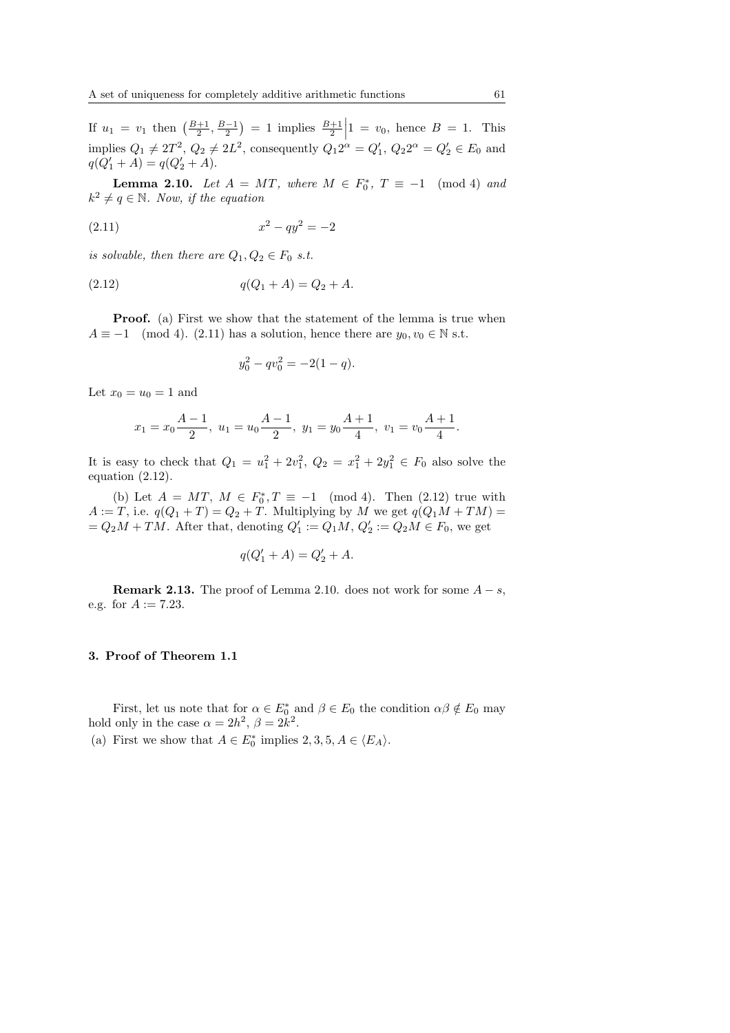If $u_1 = v_1$ then $\left(\frac{B+1}{2}, \frac{B-1}{2}\right) = 1$ implies $\frac{B+1}{2}\Big| 1 = v_0$, hence $B = 1$. This implies $Q_1 \neq 2T^2$, $Q_2 \neq 2L^2$, consequently $Q_1 2^\alpha = Q_1'$, $Q_2 2^\alpha = Q_2' \in E_0$ and $q(Q_1' + A) = q(Q_2' + A)$.

**Lemma 2.10.** *Let $A = MT$, where $M \in F_0^*$, $T \equiv -1 \pmod 4$ and $k^2 \neq q \in \mathbb{N}$. Now, if the equation*

$$x^2 - qy^2 = -2 \tag{2.11}$$

*is solvable, then there are $Q_1, Q_2 \in F_0$ s.t.*

$$q(Q_1 + A) = Q_2 + A. \tag{2.12}$$

**Proof.** (a) First we show that the statement of the lemma is true when $A \equiv -1 \pmod 4$. (2.11) has a solution, hence there are $y_0, v_0 \in \mathbb{N}$ s.t.

$$y_0^2 - qv_0^2 = -2(1 - q).$$

Let $x_0 = u_0 = 1$ and

$$x_1 = x_0 \frac{A-1}{2},\ u_1 = u_0 \frac{A-1}{2},\ y_1 = y_0 \frac{A+1}{4},\ v_1 = v_0 \frac{A+1}{4}.$$

It is easy to check that $Q_1 = u_1^2 + 2v_1^2$, $Q_2 = x_1^2 + 2y_1^2 \in F_0$ also solve the equation (2.12).

(b) Let $A = MT$, $M \in F_0^*, T \equiv -1 \pmod 4$. Then (2.12) true with $A := T$, i.e. $q(Q_1 + T) = Q_2 + T$. Multiplying by $M$ we get $q(Q_1 M + TM) = Q_2 M + TM$. After that, denoting $Q_1' := Q_1 M$, $Q_2' := Q_2 M \in F_0$, we get

$$q(Q_1' + A) = Q_2' + A.$$

**Remark 2.13.** The proof of Lemma 2.10. does not work for some $A - s$, e.g. for $A := 7.23$.

### 3. Proof of Theorem 1.1

First, let us note that for $\alpha \in E_0^*$ and $\beta \in E_0$ the condition $\alpha\beta \notin E_0$ may hold only in the case $\alpha = 2h^2$, $\beta = 2k^2$.

(a) First we show that $A \in E_0^*$ implies $2, 3, 5, A \in \langle E_A \rangle$.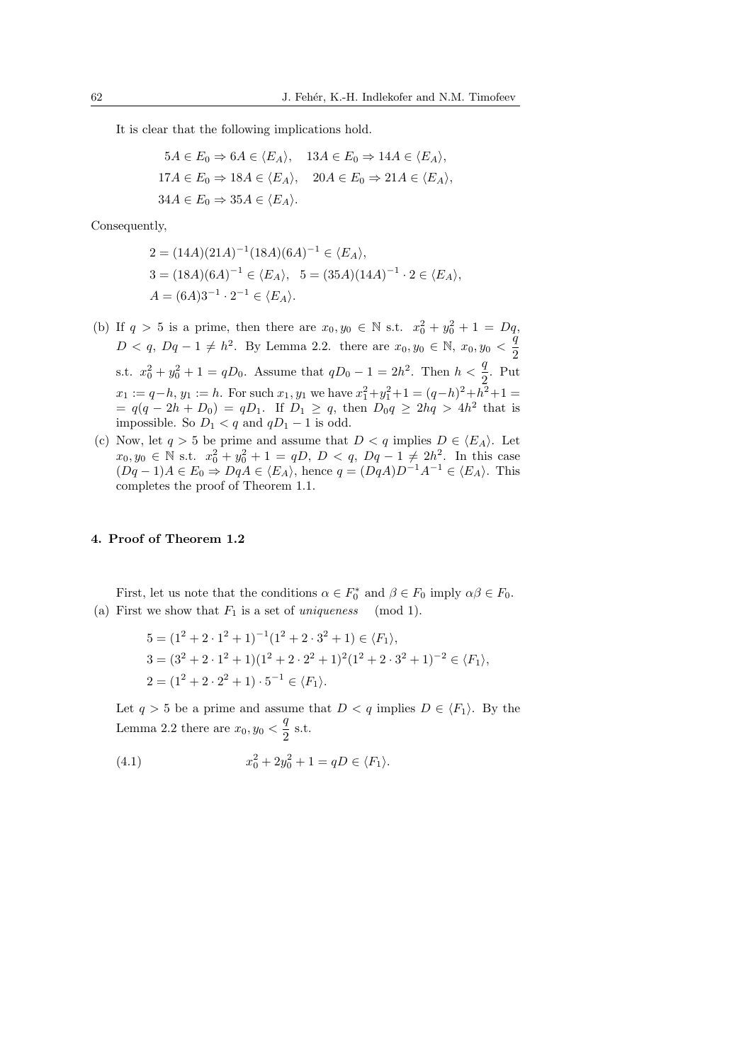It is clear that the following implications hold.

$$5A \in E_0 \Rightarrow 6A \in \langle E_A \rangle, \quad 13A \in E_0 \Rightarrow 14A \in \langle E_A \rangle,$$
$$17A \in E_0 \Rightarrow 18A \in \langle E_A \rangle, \quad 20A \in E_0 \Rightarrow 21A \in \langle E_A \rangle,$$
$$34A \in E_0 \Rightarrow 35A \in \langle E_A \rangle.$$

Consequently,

$$2 = (14A)(21A)^{-1}(18A)(6A)^{-1} \in \langle E_A \rangle,$$
$$3 = (18A)(6A)^{-1} \in \langle E_A \rangle, \quad 5 = (35A)(14A)^{-1} \cdot 2 \in \langle E_A \rangle,$$
$$A = (6A)3^{-1} \cdot 2^{-1} \in \langle E_A \rangle.$$

(b) If $q > 5$ is a prime, then there are $x_0, y_0 \in \mathbb{N}$ s.t. $x_0^2 + y_0^2 + 1 = Dq$, $D < q$, $Dq - 1 \neq h^2$. By Lemma 2.2. there are $x_0, y_0 \in \mathbb{N}$, $x_0, y_0 < \frac{q}{2}$ s.t. $x_0^2 + y_0^2 + 1 = qD_0$. Assume that $qD_0 - 1 = 2h^2$. Then $h < \frac{q}{2}$. Put $x_1 := q-h$, $y_1 := h$. For such $x_1, y_1$ we have $x_1^2+y_1^2+1 = (q-h)^2+h^2+1 = q(q-2h+D_0) = qD_1$. If $D_1 \geq q$, then $D_0 q \geq 2hq > 4h^2$ that is impossible. So $D_1 < q$ and $qD_1 - 1$ is odd.

(c) Now, let $q > 5$ be prime and assume that $D < q$ implies $D \in \langle E_A \rangle$. Let $x_0, y_0 \in \mathbb{N}$ s.t. $x_0^2 + y_0^2 + 1 = qD$, $D < q$, $Dq - 1 \neq 2h^2$. In this case $(Dq-1)A \in E_0 \Rightarrow DqA \in \langle E_A \rangle$, hence $q = (DqA)D^{-1}A^{-1} \in \langle E_A \rangle$. This completes the proof of Theorem 1.1.

## 4. Proof of Theorem 1.2

First, let us note that the conditions $\alpha \in F_0^*$ and $\beta \in F_0$ imply $\alpha\beta \in F_0$.

(a) First we show that $F_1$ is a set of *uniqueness* (mod 1).

$$5 = (1^2 + 2 \cdot 1^2 + 1)^{-1}(1^2 + 2 \cdot 3^2 + 1) \in \langle F_1 \rangle,$$
$$3 = (3^2 + 2 \cdot 1^2 + 1)(1^2 + 2 \cdot 2^2 + 1)^2(1^2 + 2 \cdot 3^2 + 1)^{-2} \in \langle F_1 \rangle,$$
$$2 = (1^2 + 2 \cdot 2^2 + 1) \cdot 5^{-1} \in \langle F_1 \rangle.$$

Let $q > 5$ be a prime and assume that $D < q$ implies $D \in \langle F_1 \rangle$. By the Lemma 2.2 there are $x_0, y_0 < \frac{q}{2}$ s.t.

$$x_0^2 + 2y_0^2 + 1 = qD \in \langle F_1 \rangle. \tag{4.1}$$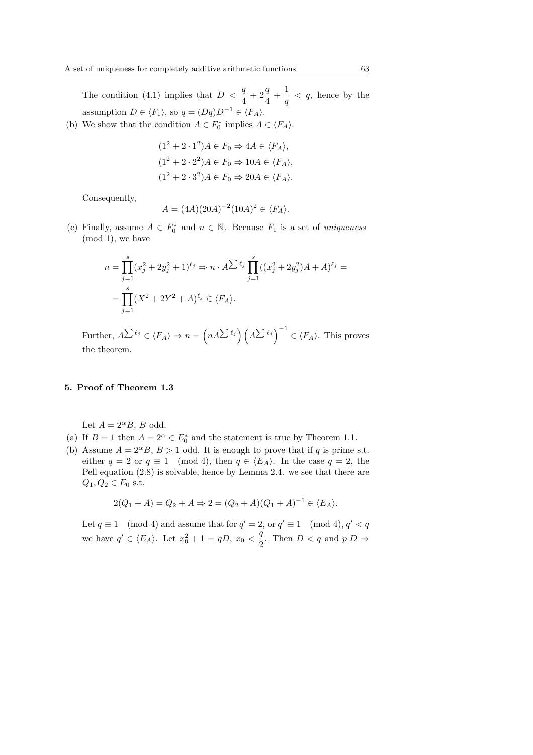The condition (4.1) implies that $D < \frac{q}{4} + 2\frac{q}{4} + \frac{1}{q} < q$, hence by the assumption $D \in \langle F_1 \rangle$, so $q = (Dq)D^{-1} \in \langle F_A \rangle$.

(b) We show that the condition $A \in F_0^*$ implies $A \in \langle F_A \rangle$.

$$(1^2 + 2 \cdot 1^2)A \in F_0 \Rightarrow 4A \in \langle F_A \rangle,$$
$$(1^2 + 2 \cdot 2^2)A \in F_0 \Rightarrow 10A \in \langle F_A \rangle,$$
$$(1^2 + 2 \cdot 3^2)A \in F_0 \Rightarrow 20A \in \langle F_A \rangle.$$

Consequently,

$$A = (4A)(20A)^{-2}(10A)^2 \in \langle F_A \rangle.$$

(c) Finally, assume $A \in F_0^*$ and $n \in \mathbb{N}$. Because $F_1$ is a set of *uniqueness* (mod 1), we have

$$n = \prod_{j=1}^{s}(x_j^2 + 2y_j^2 + 1)^{\ell_j} \Rightarrow n \cdot A^{\sum \ell_j} \prod_{j=1}^{s}((x_j^2 + 2y_j^2)A + A)^{\ell_j} =$$
$$= \prod_{j=1}^{s}(X^2 + 2Y^2 + A)^{\ell_j} \in \langle F_A \rangle.$$

Further, $A^{\sum \ell_j} \in \langle F_A \rangle \Rightarrow n = \left(nA^{\sum \ell_j}\right)\left(A^{\sum \ell_j}\right)^{-1} \in \langle F_A \rangle$. This proves the theorem.

## 5. Proof of Theorem 1.3

Let $A = 2^\alpha B$, $B$ odd.

(a) If $B = 1$ then $A = 2^\alpha \in E_0^*$ and the statement is true by Theorem 1.1.

(b) Assume $A = 2^\alpha B$, $B > 1$ odd. It is enough to prove that if $q$ is prime s.t. either $q = 2$ or $q \equiv 1 \pmod 4$, then $q \in \langle E_A \rangle$. In the case $q = 2$, the Pell equation (2.8) is solvable, hence by Lemma 2.4. we see that there are $Q_1, Q_2 \in E_0$ s.t.

$$2(Q_1 + A) = Q_2 + A \Rightarrow 2 = (Q_2 + A)(Q_1 + A)^{-1} \in \langle E_A \rangle.$$

Let $q \equiv 1 \pmod 4$ and assume that for $q' = 2$, or $q' \equiv 1 \pmod 4$, $q' < q$ we have $q' \in \langle E_A \rangle$. Let $x_0^2 + 1 = qD$, $x_0 < \frac{q}{2}$. Then $D < q$ and $p|D \Rightarrow$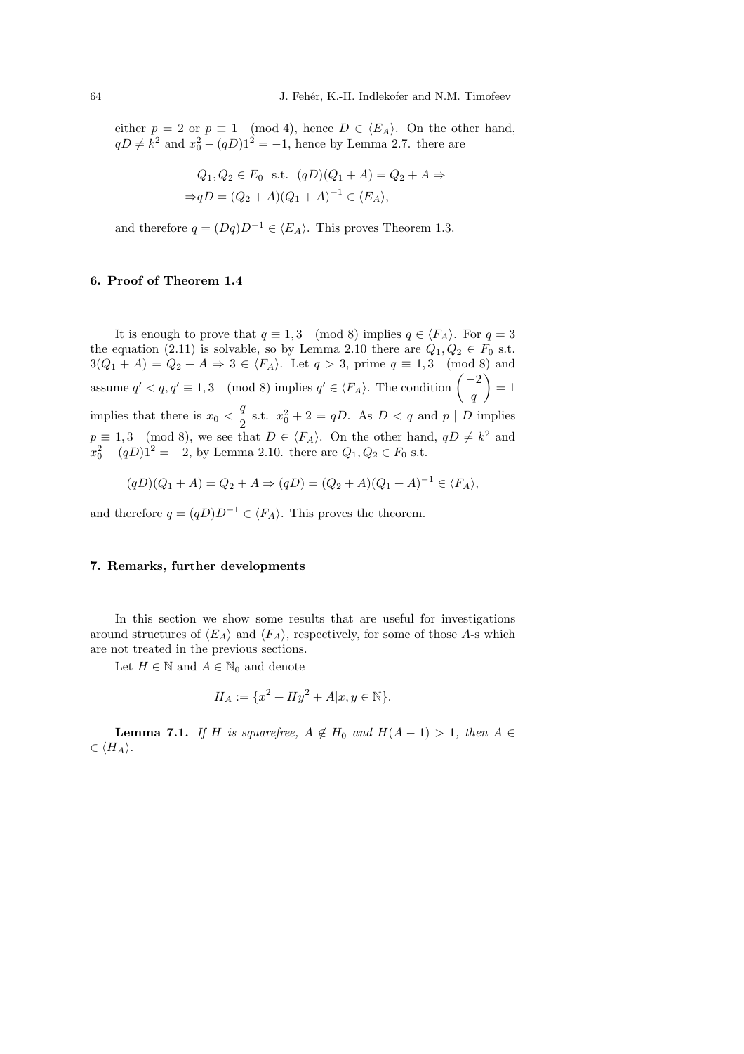either $p = 2$ or $p \equiv 1 \pmod 4$, hence $D \in \langle E_A \rangle$. On the other hand, $qD \neq k^2$ and $x_0^2 - (qD)1^2 = -1$, hence by Lemma 2.7. there are

$$Q_1, Q_2 \in E_0 \text{ s.t. } (qD)(Q_1 + A) = Q_2 + A \Rightarrow$$
$$\Rightarrow qD = (Q_2 + A)(Q_1 + A)^{-1} \in \langle E_A \rangle,$$

and therefore $q = (Dq)D^{-1} \in \langle E_A \rangle$. This proves Theorem 1.3.

## 6. Proof of Theorem 1.4

It is enough to prove that $q \equiv 1, 3 \pmod 8$ implies $q \in \langle F_A \rangle$. For $q = 3$ the equation (2.11) is solvable, so by Lemma 2.10 there are $Q_1, Q_2 \in F_0$ s.t. $3(Q_1 + A) = Q_2 + A \Rightarrow 3 \in \langle F_A \rangle$. Let $q > 3$, prime $q \equiv 1, 3 \pmod 8$ and assume $q' < q, q' \equiv 1, 3 \pmod 8$ implies $q' \in \langle F_A \rangle$. The condition $\left(\frac{-2}{q}\right) = 1$ implies that there is $x_0 < \frac{q}{2}$ s.t. $x_0^2 + 2 = qD$. As $D < q$ and $p \mid D$ implies $p \equiv 1, 3 \pmod 8$, we see that $D \in \langle F_A \rangle$. On the other hand, $qD \neq k^2$ and $x_0^2 - (qD)1^2 = -2$, by Lemma 2.10. there are $Q_1, Q_2 \in F_0$ s.t.

$$(qD)(Q_1 + A) = Q_2 + A \Rightarrow (qD) = (Q_2 + A)(Q_1 + A)^{-1} \in \langle F_A \rangle,$$

and therefore $q = (qD)D^{-1} \in \langle F_A \rangle$. This proves the theorem.

## 7. Remarks, further developments

In this section we show some results that are useful for investigations around structures of $\langle E_A \rangle$ and $\langle F_A \rangle$, respectively, for some of those $A$-s which are not treated in the previous sections.

Let $H \in \mathbb{N}$ and $A \in \mathbb{N}_0$ and denote

$$H_A := \{x^2 + Hy^2 + A | x, y \in \mathbb{N}\}.$$

**Lemma 7.1.** *If $H$ is squarefree, $A \notin H_0$ and $H(A - 1) > 1$, then $A \in \in \langle H_A \rangle$.*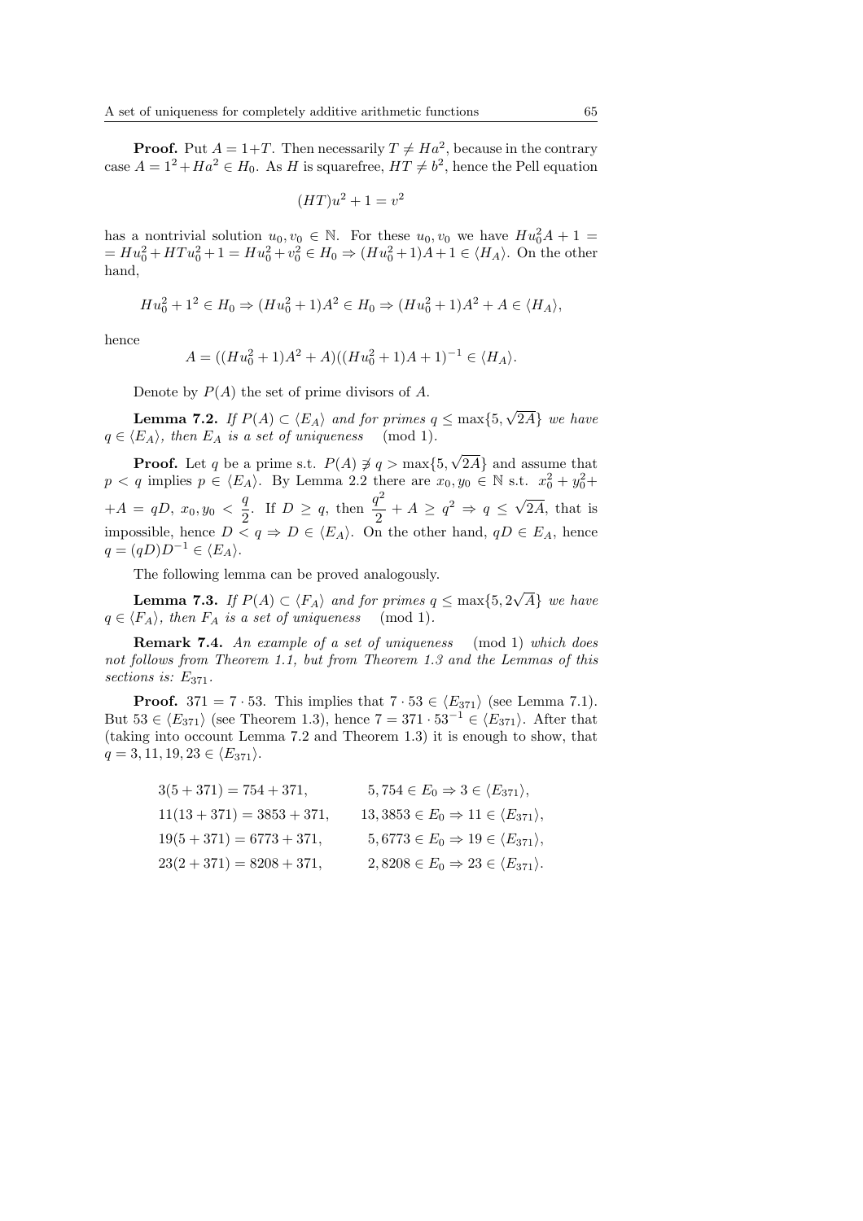**Proof.** Put $A = 1+T$. Then necessarily $T \neq Ha^2$, because in the contrary case $A = 1^2 + Ha^2 \in H_0$. As $H$ is squarefree, $HT \neq b^2$, hence the Pell equation

$$(HT)u^2 + 1 = v^2$$

has a nontrivial solution $u_0, v_0 \in \mathbb{N}$. For these $u_0, v_0$ we have $Hu_0^2 A + 1 = Hu_0^2 + HTu_0^2 + 1 = Hu_0^2 + v_0^2 \in H_0 \Rightarrow (Hu_0^2+1)A+1 \in \langle H_A \rangle$. On the other hand,

$$Hu_0^2 + 1^2 \in H_0 \Rightarrow (Hu_0^2+1)A^2 \in H_0 \Rightarrow (Hu_0^2+1)A^2 + A \in \langle H_A \rangle,$$

hence

$$A = ((Hu_0^2+1)A^2 + A)((Hu_0^2+1)A+1)^{-1} \in \langle H_A \rangle.$$

Denote by $P(A)$ the set of prime divisors of $A$.

**Lemma 7.2.** *If $P(A) \subset \langle E_A \rangle$ and for primes $q \leq \max\{5, \sqrt{2A}\}$ we have $q \in \langle E_A \rangle$, then $E_A$ is a set of uniqueness* $\pmod 1$.

**Proof.** Let $q$ be a prime s.t. $P(A) \not\ni q > \max\{5, \sqrt{2A}\}$ and assume that $p < q$ implies $p \in \langle E_A \rangle$. By Lemma 2.2 there are $x_0, y_0 \in \mathbb{N}$ s.t. $x_0^2 + y_0^2 + A = qD$, $x_0, y_0 < \dfrac{q}{2}$. If $D \geq q$, then $\dfrac{q^2}{2} + A \geq q^2 \Rightarrow q \leq \sqrt{2A}$, that is impossible, hence $D < q \Rightarrow D \in \langle E_A \rangle$. On the other hand, $qD \in E_A$, hence $q = (qD)D^{-1} \in \langle E_A \rangle$.

The following lemma can be proved analogously.

**Lemma 7.3.** *If $P(A) \subset \langle F_A \rangle$ and for primes $q \leq \max\{5, 2\sqrt{A}\}$ we have $q \in \langle F_A \rangle$, then $F_A$ is a set of uniqueness* $\pmod 1$.

**Remark 7.4.** *An example of a set of uniqueness* $\pmod 1$ *which does not follows from Theorem 1.1, but from Theorem 1.3 and the Lemmas of this sections is: $E_{371}$.*

**Proof.** $371 = 7 \cdot 53$. This implies that $7 \cdot 53 \in \langle E_{371} \rangle$ (see Lemma 7.1). But $53 \in \langle E_{371} \rangle$ (see Theorem 1.3), hence $7 = 371 \cdot 53^{-1} \in \langle E_{371} \rangle$. After that (taking into occount Lemma 7.2 and Theorem 1.3) it is enough to show, that $q = 3, 11, 19, 23 \in \langle E_{371} \rangle$.

$$3(5+371) = 754 + 371, \qquad 5, 754 \in E_0 \Rightarrow 3 \in \langle E_{371} \rangle,$$

$$11(13+371) = 3853 + 371, \qquad 13, 3853 \in E_0 \Rightarrow 11 \in \langle E_{371} \rangle,$$

$$19(5+371) = 6773 + 371, \qquad 5, 6773 \in E_0 \Rightarrow 19 \in \langle E_{371} \rangle,$$

$$23(2+371) = 8208 + 371, \qquad 2, 8208 \in E_0 \Rightarrow 23 \in \langle E_{371} \rangle.$$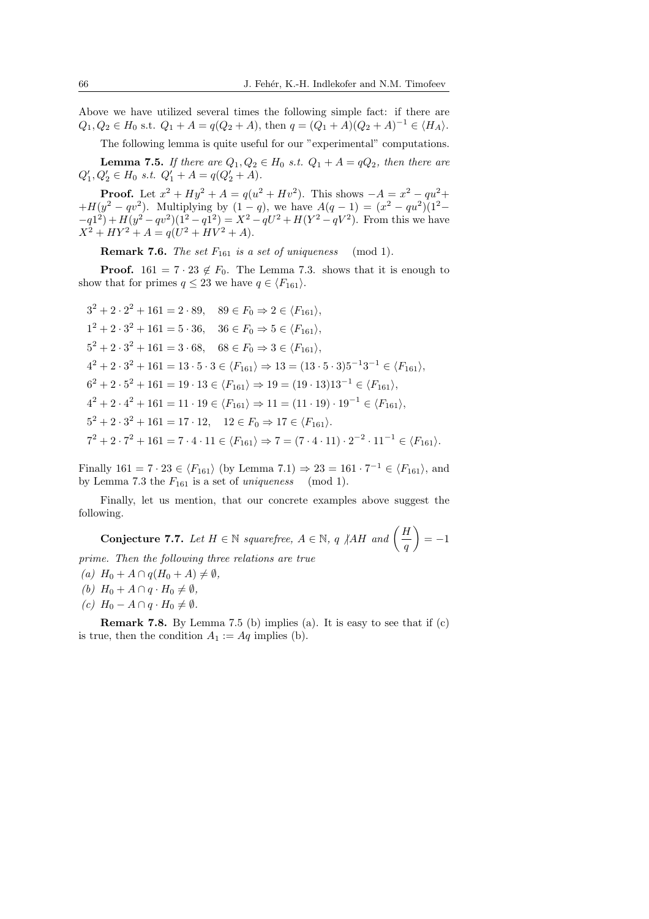Above we have utilized several times the following simple fact: if there are $Q_1, Q_2 \in H_0$ s.t. $Q_1 + A = q(Q_2 + A)$, then $q = (Q_1 + A)(Q_2 + A)^{-1} \in \langle H_A \rangle$.

The following lemma is quite useful for our "experimental" computations.

**Lemma 7.5.** *If there are $Q_1, Q_2 \in H_0$ s.t. $Q_1 + A = qQ_2$, then there are $Q_1', Q_2' \in H_0$ s.t. $Q_1' + A = q(Q_2' + A)$.*

**Proof.** Let $x^2 + Hy^2 + A = q(u^2 + Hv^2)$. This shows $-A = x^2 - qu^2 + H(y^2 - qv^2)$. Multiplying by $(1 - q)$, we have $A(q-1) = (x^2 - qu^2)(1^2 - q1^2) + H(y^2 - qv^2)(1^2 - q1^2) = X^2 - qU^2 + H(Y^2 - qV^2)$. From this we have $X^2 + HY^2 + A = q(U^2 + HV^2 + A)$.

**Remark 7.6.** *The set $F_{161}$ is a set of uniqueness* (mod 1).

**Proof.** $161 = 7 \cdot 23 \notin F_0$. The Lemma 7.3. shows that it is enough to show that for primes $q \leq 23$ we have $q \in \langle F_{161} \rangle$.

$$3^2 + 2 \cdot 2^2 + 161 = 2 \cdot 89, \quad 89 \in F_0 \Rightarrow 2 \in \langle F_{161} \rangle,$$

$$1^2 + 2 \cdot 3^2 + 161 = 5 \cdot 36, \quad 36 \in F_0 \Rightarrow 5 \in \langle F_{161} \rangle,$$

$$5^2 + 2 \cdot 3^2 + 161 = 3 \cdot 68, \quad 68 \in F_0 \Rightarrow 3 \in \langle F_{161} \rangle,$$

$$4^2 + 2 \cdot 3^2 + 161 = 13 \cdot 5 \cdot 3 \in \langle F_{161} \rangle \Rightarrow 13 = (13 \cdot 5 \cdot 3)5^{-1}3^{-1} \in \langle F_{161} \rangle,$$

$$6^2 + 2 \cdot 5^2 + 161 = 19 \cdot 13 \in \langle F_{161} \rangle \Rightarrow 19 = (19 \cdot 13)13^{-1} \in \langle F_{161} \rangle,$$

$$4^2 + 2 \cdot 4^2 + 161 = 11 \cdot 19 \in \langle F_{161} \rangle \Rightarrow 11 = (11 \cdot 19) \cdot 19^{-1} \in \langle F_{161} \rangle,$$

$$5^2 + 2 \cdot 3^2 + 161 = 17 \cdot 12, \quad 12 \in F_0 \Rightarrow 17 \in \langle F_{161} \rangle.$$

$$7^2 + 2 \cdot 7^2 + 161 = 7 \cdot 4 \cdot 11 \in \langle F_{161} \rangle \Rightarrow 7 = (7 \cdot 4 \cdot 11) \cdot 2^{-2} \cdot 11^{-1} \in \langle F_{161} \rangle.$$

Finally $161 = 7 \cdot 23 \in \langle F_{161} \rangle$ (by Lemma 7.1) $\Rightarrow 23 = 161 \cdot 7^{-1} \in \langle F_{161} \rangle$, and by Lemma 7.3 the $F_{161}$ is a set of *uniqueness* (mod 1).

Finally, let us mention, that our concrete examples above suggest the following.

**Conjecture 7.7.** *Let $H \in \mathbb{N}$ squarefree, $A \in \mathbb{N}$, $q \not| AH$ and $\left(\frac{H}{q}\right) = -1$ prime. Then the following three relations are true*

*(a)* $H_0 + A \cap q(H_0 + A) \neq \emptyset$,

*(b)* $H_0 + A \cap q \cdot H_0 \neq \emptyset$,

*(c)* $H_0 - A \cap q \cdot H_0 \neq \emptyset$.

**Remark 7.8.** By Lemma 7.5 (b) implies (a). It is easy to see that if (c) is true, then the condition $A_1 := Aq$ implies (b).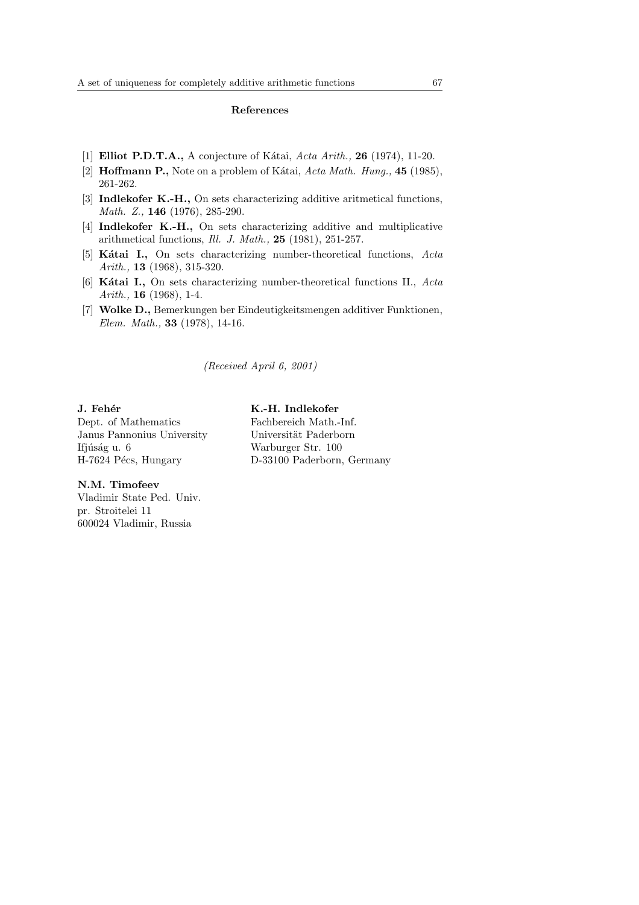## References

[1] **Elliot P.D.T.A.,** A conjecture of Kátai, *Acta Arith.,* **26** (1974), 11-20.

[2] **Hoffmann P.,** Note on a problem of Kátai, *Acta Math. Hung.,* **45** (1985), 261-262.

[3] **Indlekofer K.-H.,** On sets characterizing additive aritmetical functions, *Math. Z.,* **146** (1976), 285-290.

[4] **Indlekofer K.-H.,** On sets characterizing additive and multiplicative arithmetical functions, *Ill. J. Math.,* **25** (1981), 251-257.

[5] **Kátai I.,** On sets characterizing number-theoretical functions, *Acta Arith.,* **13** (1968), 315-320.

[6] **Kátai I.,** On sets characterizing number-theoretical functions II., *Acta Arith.,* **16** (1968), 1-4.

[7] **Wolke D.,** Bemerkungen ber Eindeutigkeitsmengen additiver Funktionen, *Elem. Math.,* **33** (1978), 14-16.

*(Received April 6, 2001)*

**J. Fehér**
Dept. of Mathematics
Janus Pannonius University
Ifjúság u. 6
H-7624 Pécs, Hungary

**K.-H. Indlekofer**
Fachbereich Math.-Inf.
Universität Paderborn
Warburger Str. 100
D-33100 Paderborn, Germany

**N.M. Timofeev**
Vladimir State Ped. Univ.
pr. Stroitelei 11
600024 Vladimir, Russia